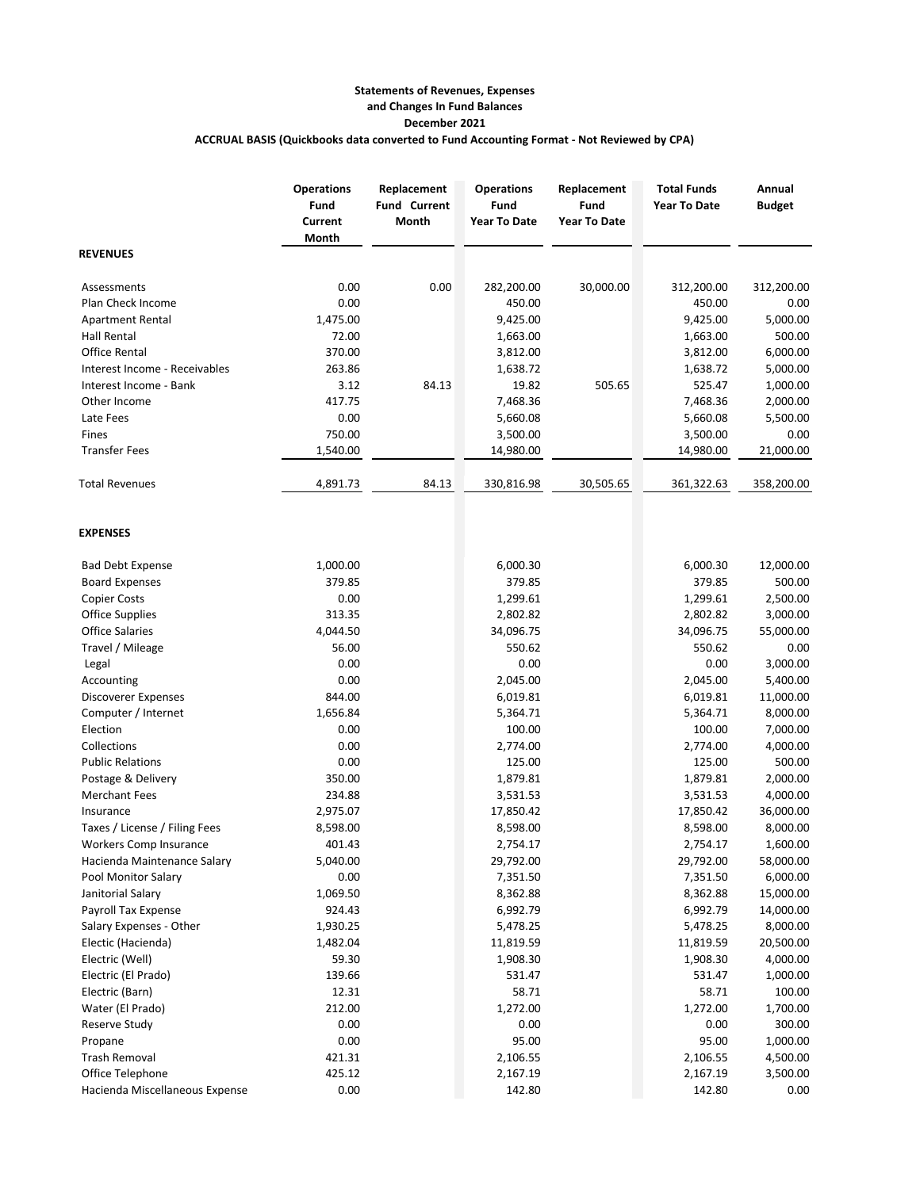**Statements of Revenues, Expenses**
**and Changes In Fund Balances**
**December 2021**
**ACCRUAL BASIS (Quickbooks data converted to Fund Accounting Format - Not Reviewed by CPA)**

| | Operations Fund Current Month | Replacement Fund Current Month | Operations Fund Year To Date | Replacement Fund Year To Date | Total Funds Year To Date | Annual Budget |
|---|---|---|---|---|---|---|
| **REVENUES** | | | | | | |
| Assessments | 0.00 | 0.00 | 282,200.00 | 30,000.00 | 312,200.00 | 312,200.00 |
| Plan Check Income | 0.00 | | 450.00 | | 450.00 | 0.00 |
| Apartment Rental | 1,475.00 | | 9,425.00 | | 9,425.00 | 5,000.00 |
| Hall Rental | 72.00 | | 1,663.00 | | 1,663.00 | 500.00 |
| Office Rental | 370.00 | | 3,812.00 | | 3,812.00 | 6,000.00 |
| Interest Income - Receivables | 263.86 | | 1,638.72 | | 1,638.72 | 5,000.00 |
| Interest Income - Bank | 3.12 | 84.13 | 19.82 | 505.65 | 525.47 | 1,000.00 |
| Other Income | 417.75 | | 7,468.36 | | 7,468.36 | 2,000.00 |
| Late Fees | 0.00 | | 5,660.08 | | 5,660.08 | 5,500.00 |
| Fines | 750.00 | | 3,500.00 | | 3,500.00 | 0.00 |
| Transfer Fees | 1,540.00 | | 14,980.00 | | 14,980.00 | 21,000.00 |
| Total Revenues | 4,891.73 | 84.13 | 330,816.98 | 30,505.65 | 361,322.63 | 358,200.00 |
| **EXPENSES** | | | | | | |
| Bad Debt Expense | 1,000.00 | | 6,000.30 | | 6,000.30 | 12,000.00 |
| Board Expenses | 379.85 | | 379.85 | | 379.85 | 500.00 |
| Copier Costs | 0.00 | | 1,299.61 | | 1,299.61 | 2,500.00 |
| Office Supplies | 313.35 | | 2,802.82 | | 2,802.82 | 3,000.00 |
| Office Salaries | 4,044.50 | | 34,096.75 | | 34,096.75 | 55,000.00 |
| Travel / Mileage | 56.00 | | 550.62 | | 550.62 | 0.00 |
| Legal | 0.00 | | 0.00 | | 0.00 | 3,000.00 |
| Accounting | 0.00 | | 2,045.00 | | 2,045.00 | 5,400.00 |
| Discoverer Expenses | 844.00 | | 6,019.81 | | 6,019.81 | 11,000.00 |
| Computer / Internet | 1,656.84 | | 5,364.71 | | 5,364.71 | 8,000.00 |
| Election | 0.00 | | 100.00 | | 100.00 | 7,000.00 |
| Collections | 0.00 | | 2,774.00 | | 2,774.00 | 4,000.00 |
| Public Relations | 0.00 | | 125.00 | | 125.00 | 500.00 |
| Postage & Delivery | 350.00 | | 1,879.81 | | 1,879.81 | 2,000.00 |
| Merchant Fees | 234.88 | | 3,531.53 | | 3,531.53 | 4,000.00 |
| Insurance | 2,975.07 | | 17,850.42 | | 17,850.42 | 36,000.00 |
| Taxes / License / Filing Fees | 8,598.00 | | 8,598.00 | | 8,598.00 | 8,000.00 |
| Workers Comp Insurance | 401.43 | | 2,754.17 | | 2,754.17 | 1,600.00 |
| Hacienda Maintenance Salary | 5,040.00 | | 29,792.00 | | 29,792.00 | 58,000.00 |
| Pool Monitor Salary | 0.00 | | 7,351.50 | | 7,351.50 | 6,000.00 |
| Janitorial Salary | 1,069.50 | | 8,362.88 | | 8,362.88 | 15,000.00 |
| Payroll Tax Expense | 924.43 | | 6,992.79 | | 6,992.79 | 14,000.00 |
| Salary Expenses - Other | 1,930.25 | | 5,478.25 | | 5,478.25 | 8,000.00 |
| Electic (Hacienda) | 1,482.04 | | 11,819.59 | | 11,819.59 | 20,500.00 |
| Electric (Well) | 59.30 | | 1,908.30 | | 1,908.30 | 4,000.00 |
| Electric (El Prado) | 139.66 | | 531.47 | | 531.47 | 1,000.00 |
| Electric (Barn) | 12.31 | | 58.71 | | 58.71 | 100.00 |
| Water (El Prado) | 212.00 | | 1,272.00 | | 1,272.00 | 1,700.00 |
| Reserve Study | 0.00 | | 0.00 | | 0.00 | 300.00 |
| Propane | 0.00 | | 95.00 | | 95.00 | 1,000.00 |
| Trash Removal | 421.31 | | 2,106.55 | | 2,106.55 | 4,500.00 |
| Office Telephone | 425.12 | | 2,167.19 | | 2,167.19 | 3,500.00 |
| Hacienda Miscellaneous Expense | 0.00 | | 142.80 | | 142.80 | 0.00 |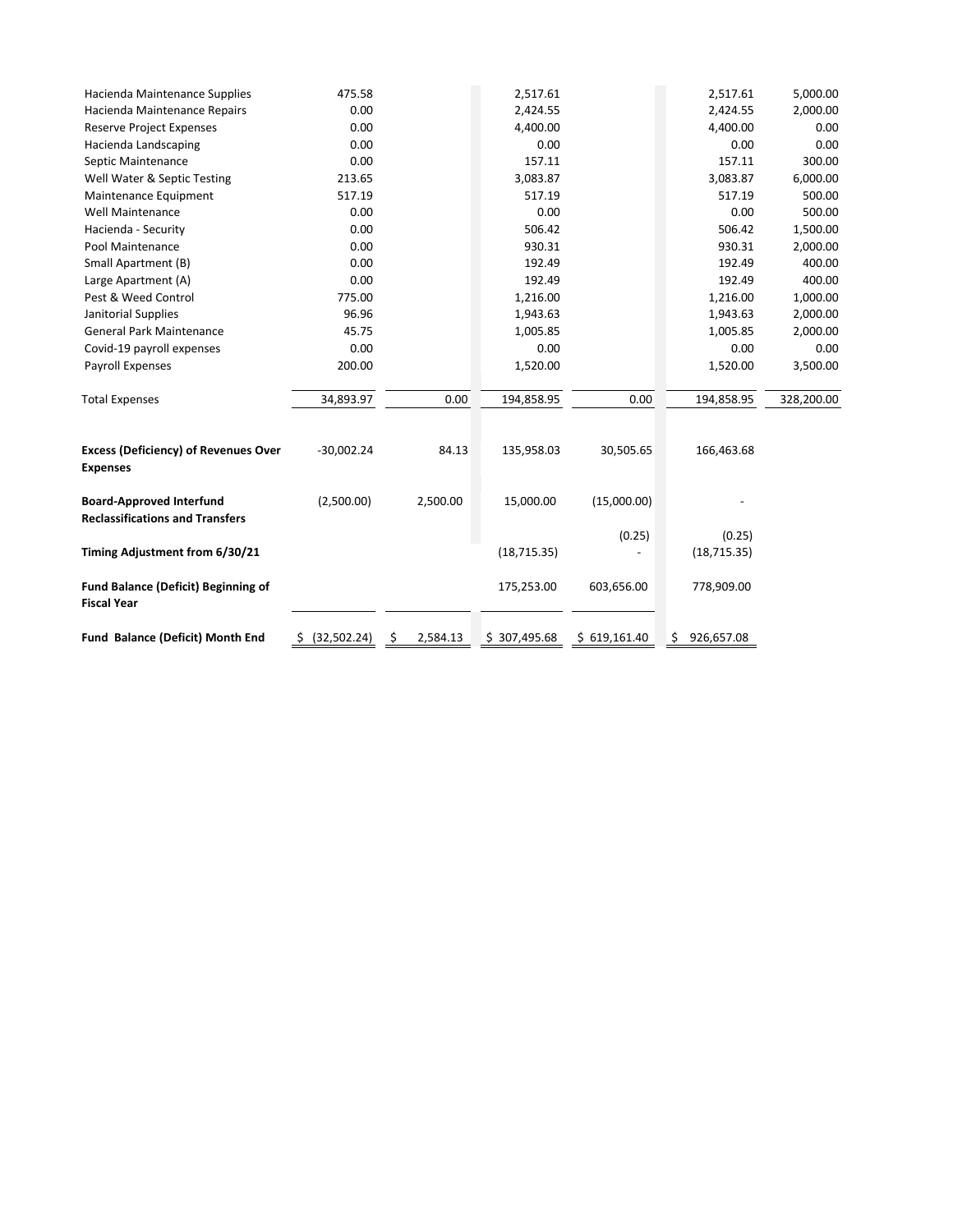| | | | | | | |
|---|---|---|---|---|---|---|
| Hacienda Maintenance Supplies | 475.58 | | 2,517.61 | | 2,517.61 | 5,000.00 |
| Hacienda Maintenance Repairs | 0.00 | | 2,424.55 | | 2,424.55 | 2,000.00 |
| Reserve Project Expenses | 0.00 | | 4,400.00 | | 4,400.00 | 0.00 |
| Hacienda Landscaping | 0.00 | | 0.00 | | 0.00 | 0.00 |
| Septic Maintenance | 0.00 | | 157.11 | | 157.11 | 300.00 |
| Well Water & Septic Testing | 213.65 | | 3,083.87 | | 3,083.87 | 6,000.00 |
| Maintenance Equipment | 517.19 | | 517.19 | | 517.19 | 500.00 |
| Well Maintenance | 0.00 | | 0.00 | | 0.00 | 500.00 |
| Hacienda - Security | 0.00 | | 506.42 | | 506.42 | 1,500.00 |
| Pool Maintenance | 0.00 | | 930.31 | | 930.31 | 2,000.00 |
| Small Apartment (B) | 0.00 | | 192.49 | | 192.49 | 400.00 |
| Large Apartment (A) | 0.00 | | 192.49 | | 192.49 | 400.00 |
| Pest & Weed Control | 775.00 | | 1,216.00 | | 1,216.00 | 1,000.00 |
| Janitorial Supplies | 96.96 | | 1,943.63 | | 1,943.63 | 2,000.00 |
| General Park Maintenance | 45.75 | | 1,005.85 | | 1,005.85 | 2,000.00 |
| Covid-19 payroll expenses | 0.00 | | 0.00 | | 0.00 | 0.00 |
| Payroll Expenses | 200.00 | | 1,520.00 | | 1,520.00 | 3,500.00 |
| Total Expenses | 34,893.97 | 0.00 | 194,858.95 | 0.00 | 194,858.95 | 328,200.00 |
| **Excess (Deficiency) of Revenues Over Expenses** | -30,002.24 | 84.13 | 135,958.03 | 30,505.65 | 166,463.68 | |
| **Board-Approved Interfund Reclassifications and Transfers** | (2,500.00) | 2,500.00 | 15,000.00 | (15,000.00) | - | |
| | | | | (0.25) | (0.25) | |
| **Timing Adjustment from 6/30/21** | | | (18,715.35) | - | (18,715.35) | |
| **Fund Balance (Deficit) Beginning of Fiscal Year** | | | 175,253.00 | 603,656.00 | 778,909.00 | |
| **Fund Balance (Deficit) Month End** | $ (32,502.24) | $ 2,584.13 | $ 307,495.68 | $ 619,161.40 | $ 926,657.08 | |